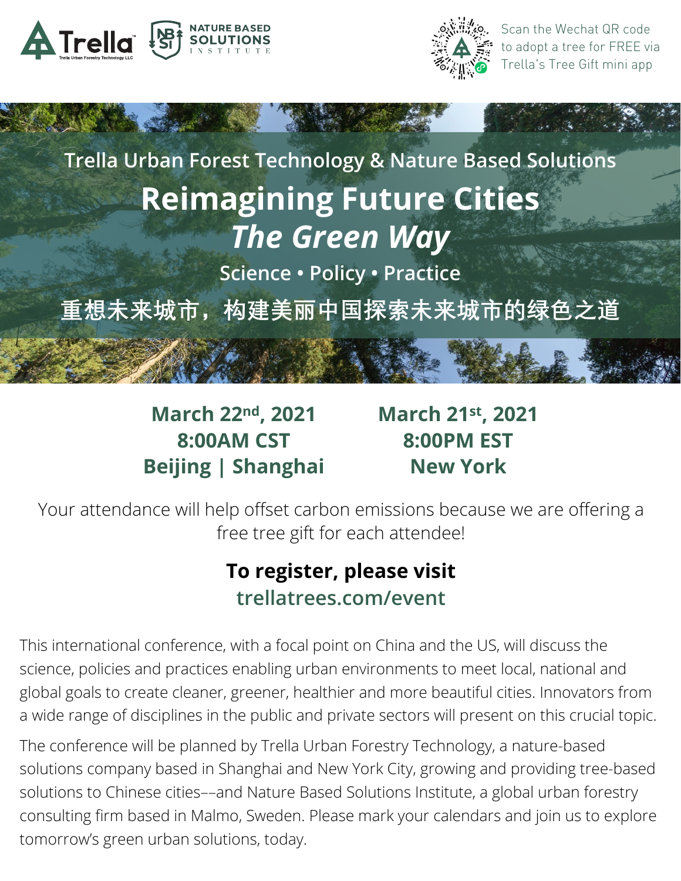Trella | NATURE BASED SOLUTIONS INSTITUTE

Scan the Wechat QR code to adopt a tree for FREE via Trella's Tree Gift mini app

Trella Urban Forest Technology & Nature Based Solutions

# Reimagining Future Cities

## *The Green Way*

### Science • Policy • Practice

### 重想未来城市，构建美丽中国探索未来城市的绿色之道

**March 22nd, 2021**
**8:00AM CST**
**Beijing | Shanghai**

**March 21st, 2021**
**8:00PM EST**
**New York**

Your attendance will help offset carbon emissions because we are offering a free tree gift for each attendee!

**To register, please visit**
**trellatrees.com/event**

This international conference, with a focal point on China and the US, will discuss the science, policies and practices enabling urban environments to meet local, national and global goals to create cleaner, greener, healthier and more beautiful cities. Innovators from a wide range of disciplines in the public and private sectors will present on this crucial topic.

The conference will be planned by Trella Urban Forestry Technology, a nature-based solutions company based in Shanghai and New York City, growing and providing tree-based solutions to Chinese cities––and Nature Based Solutions Institute, a global urban forestry consulting firm based in Malmo, Sweden. Please mark your calendars and join us to explore tomorrow's green urban solutions, today.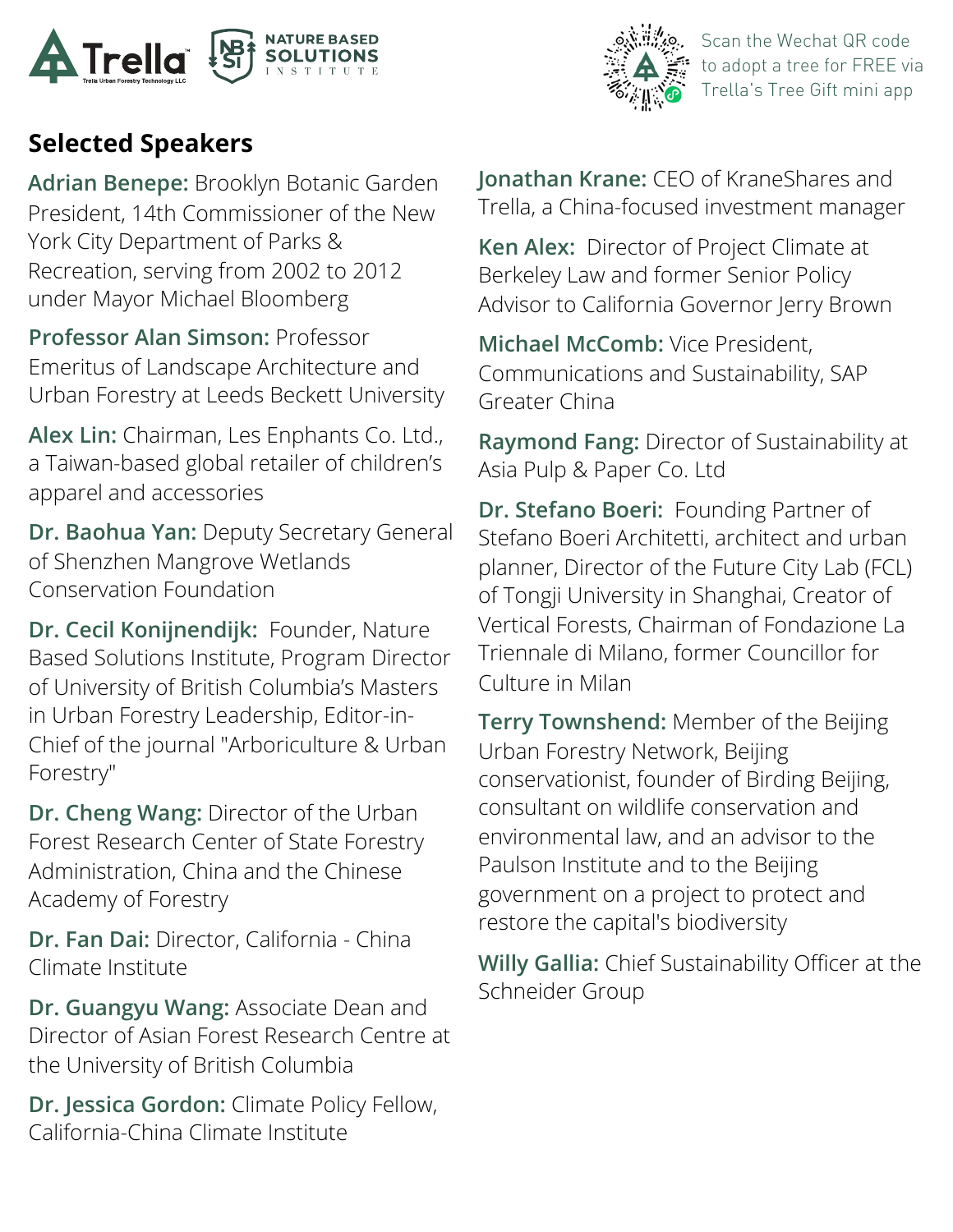Scan the Wechat QR code to adopt a tree for FREE via Trella's Tree Gift mini app

## Selected Speakers

**Adrian Benepe:** Brooklyn Botanic Garden President, 14th Commissioner of the New York City Department of Parks & Recreation, serving from 2002 to 2012 under Mayor Michael Bloomberg

**Professor Alan Simson:** Professor Emeritus of Landscape Architecture and Urban Forestry at Leeds Beckett University

**Alex Lin:** Chairman, Les Enphants Co. Ltd., a Taiwan-based global retailer of children's apparel and accessories

**Dr. Baohua Yan:** Deputy Secretary General of Shenzhen Mangrove Wetlands Conservation Foundation

**Dr. Cecil Konijnendijk:** Founder, Nature Based Solutions Institute, Program Director of University of British Columbia's Masters in Urban Forestry Leadership, Editor-in-Chief of the journal "Arboriculture & Urban Forestry"

**Dr. Cheng Wang:** Director of the Urban Forest Research Center of State Forestry Administration, China and the Chinese Academy of Forestry

**Dr. Fan Dai:** Director, California - China Climate Institute

**Dr. Guangyu Wang:** Associate Dean and Director of Asian Forest Research Centre at the University of British Columbia

**Dr. Jessica Gordon:** Climate Policy Fellow, California-China Climate Institute

**Jonathan Krane:** CEO of KraneShares and Trella, a China-focused investment manager

**Ken Alex:** Director of Project Climate at Berkeley Law and former Senior Policy Advisor to California Governor Jerry Brown

**Michael McComb:** Vice President, Communications and Sustainability, SAP Greater China

**Raymond Fang:** Director of Sustainability at Asia Pulp & Paper Co. Ltd

**Dr. Stefano Boeri:** Founding Partner of Stefano Boeri Architetti, architect and urban planner, Director of the Future City Lab (FCL) of Tongji University in Shanghai, Creator of Vertical Forests, Chairman of Fondazione La Triennale di Milano, former Councillor for Culture in Milan

**Terry Townshend:** Member of the Beijing Urban Forestry Network, Beijing conservationist, founder of Birding Beijing, consultant on wildlife conservation and environmental law, and an advisor to the Paulson Institute and to the Beijing government on a project to protect and restore the capital's biodiversity

**Willy Gallia:** Chief Sustainability Officer at the Schneider Group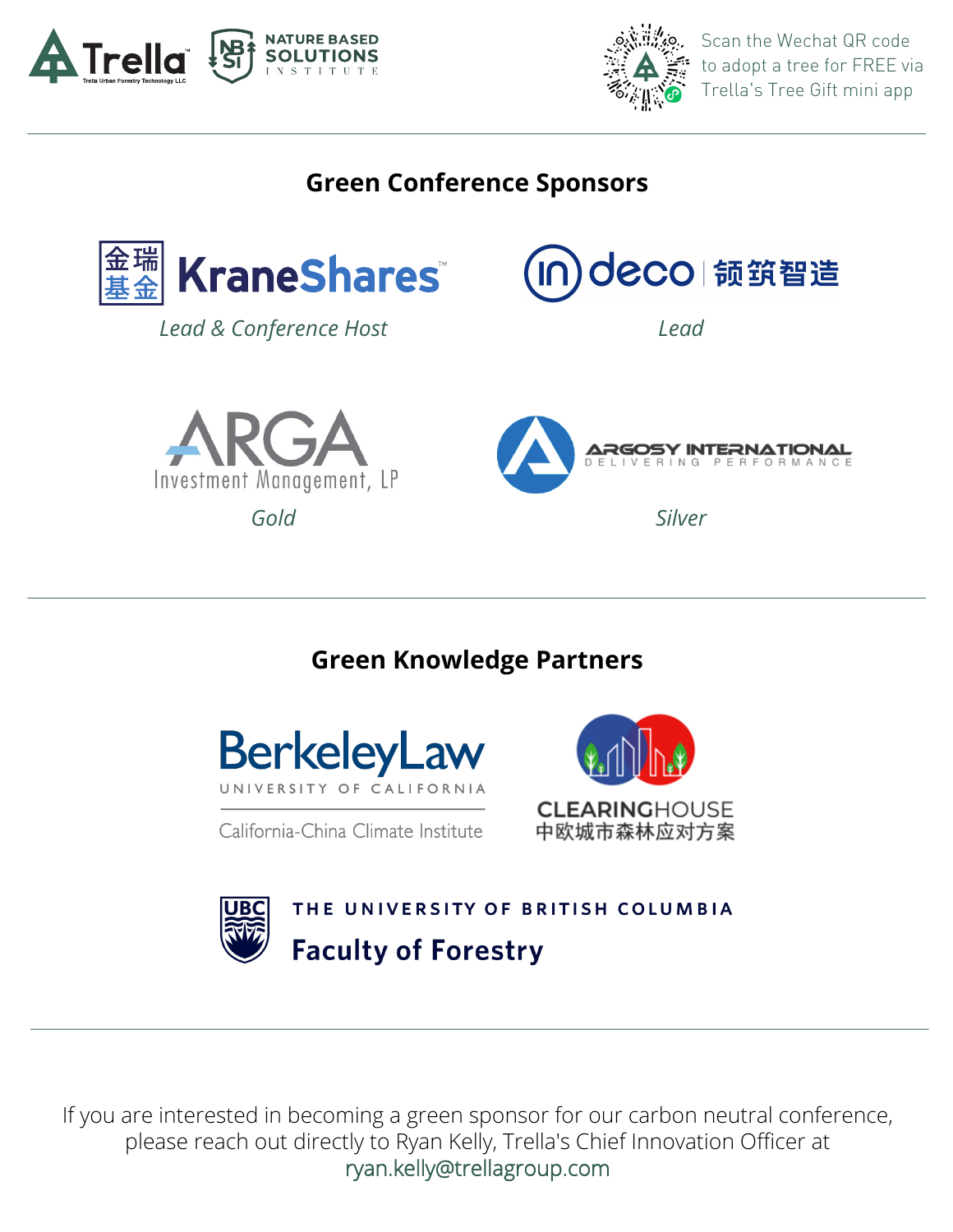Scan the Wechat QR code to adopt a tree for FREE via Trella's Tree Gift mini app

## Green Conference Sponsors

KraneShares
*Lead & Conference Host*

deco 领筑智造
*Lead*

ARGA Investment Management, LP
*Gold*

ARGOSY INTERNATIONAL DELIVERING PERFORMANCE
*Silver*

## Green Knowledge Partners

BerkeleyLaw UNIVERSITY OF CALIFORNIA
California-China Climate Institute

CLEARINGHOUSE
中欧城市森林应对方案

THE UNIVERSITY OF BRITISH COLUMBIA
Faculty of Forestry

If you are interested in becoming a green sponsor for our carbon neutral conference, please reach out directly to Ryan Kelly, Trella's Chief Innovation Officer at ryan.kelly@trellagroup.com